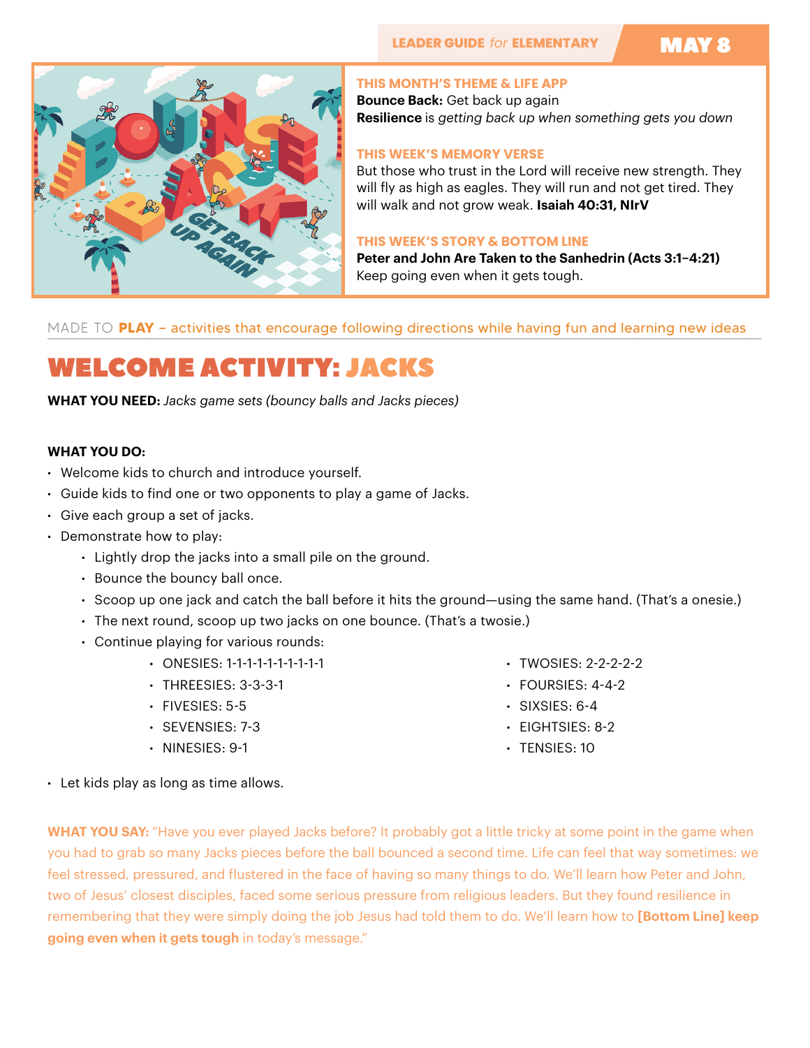LEADER GUIDE *for* ELEMENTARY **MAY 8**

**THIS MONTH'S THEME & LIFE APP**
**Bounce Back:** Get back up again
**Resilience** is *getting back up when something gets you down*

**THIS WEEK'S MEMORY VERSE**
But those who trust in the Lord will receive new strength. They will fly as high as eagles. They will run and not get tired. They will walk and not grow weak. **Isaiah 40:31, NIrV**

**THIS WEEK'S STORY & BOTTOM LINE**
**Peter and John Are Taken to the Sanhedrin (Acts 3:1–4:21)**
Keep going even when it gets tough.

MADE TO **PLAY** – activities that encourage following directions while having fun and learning new ideas

# WELCOME ACTIVITY: JACKS

**WHAT YOU NEED:** *Jacks game sets (bouncy balls and Jacks pieces)*

**WHAT YOU DO:**

- Welcome kids to church and introduce yourself.
- Guide kids to find one or two opponents to play a game of Jacks.
- Give each group a set of jacks.
- Demonstrate how to play:
  - Lightly drop the jacks into a small pile on the ground.
  - Bounce the bouncy ball once.
  - Scoop up one jack and catch the ball before it hits the ground—using the same hand. (That's a onesie.)
  - The next round, scoop up two jacks on one bounce. (That's a twosie.)
  - Continue playing for various rounds:
    - ONESIES: 1-1-1-1-1-1-1-1-1-1
    - TWOSIES: 2-2-2-2-2
    - THREESIES: 3-3-3-1
    - FOURSIES: 4-4-2
    - FIVESIES: 5-5
    - SIXSIES: 6-4
    - SEVENSIES: 7-3
    - EIGHTSIES: 8-2
    - NINESIES: 9-1
    - TENSIES: 10
- Let kids play as long as time allows.

**WHAT YOU SAY:** "Have you ever played Jacks before? It probably got a little tricky at some point in the game when you had to grab so many Jacks pieces before the ball bounced a second time. Life can feel that way sometimes: we feel stressed, pressured, and flustered in the face of having so many things to do. We'll learn how Peter and John, two of Jesus' closest disciples, faced some serious pressure from religious leaders. But they found resilience in remembering that they were simply doing the job Jesus had told them to do. We'll learn how to **[Bottom Line] keep going even when it gets tough** in today's message."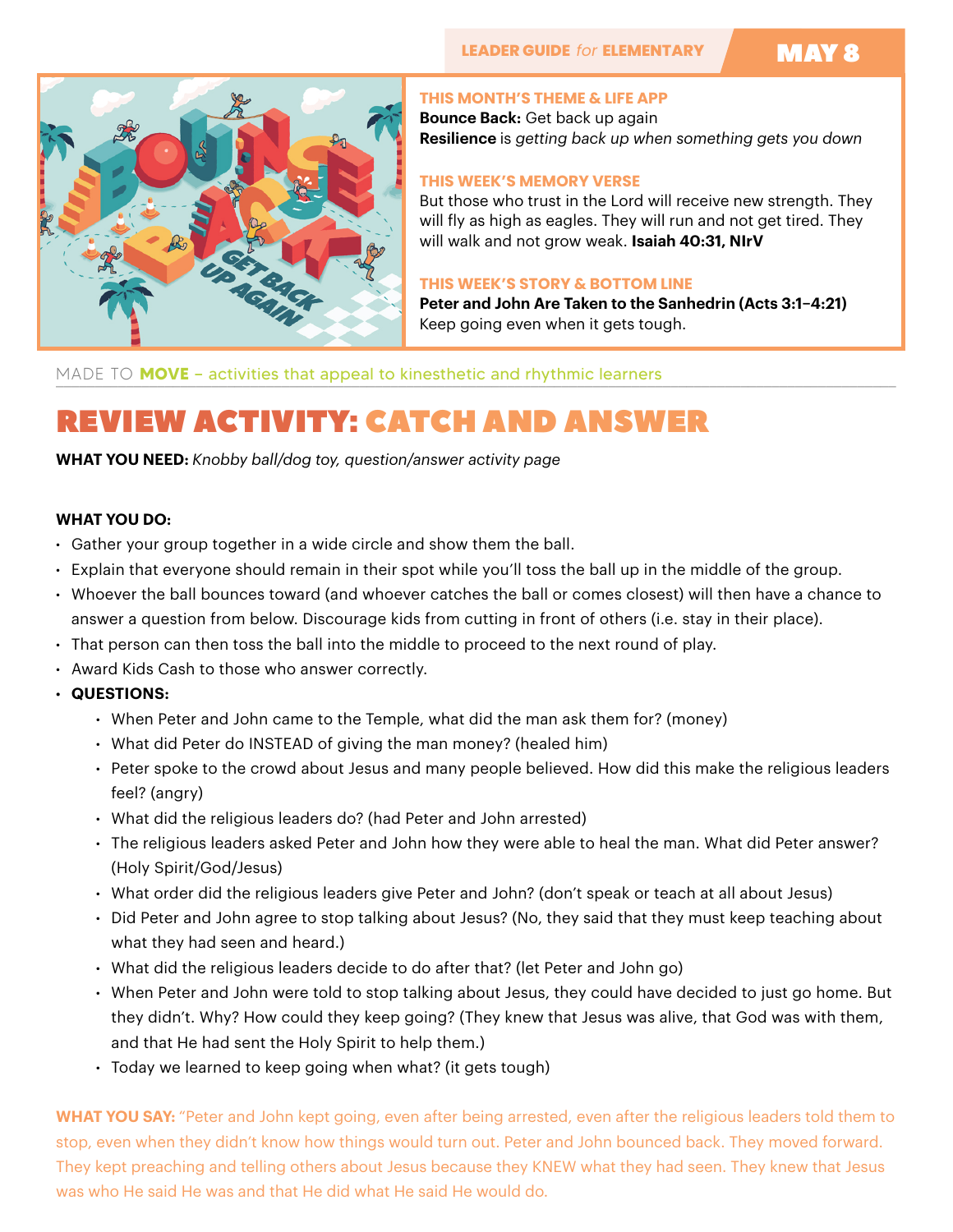LEADER GUIDE *for* ELEMENTARY **MAY 8**

**THIS MONTH'S THEME & LIFE APP**
**Bounce Back:** Get back up again
**Resilience** is *getting back up when something gets you down*

**THIS WEEK'S MEMORY VERSE**
But those who trust in the Lord will receive new strength. They will fly as high as eagles. They will run and not get tired. They will walk and not grow weak. **Isaiah 40:31, NIrV**

**THIS WEEK'S STORY & BOTTOM LINE**
**Peter and John Are Taken to the Sanhedrin (Acts 3:1–4:21)**
Keep going even when it gets tough.

MADE TO **MOVE** – activities that appeal to kinesthetic and rhythmic learners

# REVIEW ACTIVITY: CATCH AND ANSWER

**WHAT YOU NEED:** *Knobby ball/dog toy, question/answer activity page*

**WHAT YOU DO:**

- Gather your group together in a wide circle and show them the ball.
- Explain that everyone should remain in their spot while you'll toss the ball up in the middle of the group.
- Whoever the ball bounces toward (and whoever catches the ball or comes closest) will then have a chance to answer a question from below. Discourage kids from cutting in front of others (i.e. stay in their place).
- That person can then toss the ball into the middle to proceed to the next round of play.
- Award Kids Cash to those who answer correctly.
- **QUESTIONS:**
  - When Peter and John came to the Temple, what did the man ask them for? (money)
  - What did Peter do INSTEAD of giving the man money? (healed him)
  - Peter spoke to the crowd about Jesus and many people believed. How did this make the religious leaders feel? (angry)
  - What did the religious leaders do? (had Peter and John arrested)
  - The religious leaders asked Peter and John how they were able to heal the man. What did Peter answer? (Holy Spirit/God/Jesus)
  - What order did the religious leaders give Peter and John? (don't speak or teach at all about Jesus)
  - Did Peter and John agree to stop talking about Jesus? (No, they said that they must keep teaching about what they had seen and heard.)
  - What did the religious leaders decide to do after that? (let Peter and John go)
  - When Peter and John were told to stop talking about Jesus, they could have decided to just go home. But they didn't. Why? How could they keep going? (They knew that Jesus was alive, that God was with them, and that He had sent the Holy Spirit to help them.)
  - Today we learned to keep going when what? (it gets tough)

**WHAT YOU SAY:** "Peter and John kept going, even after being arrested, even after the religious leaders told them to stop, even when they didn't know how things would turn out. Peter and John bounced back. They moved forward. They kept preaching and telling others about Jesus because they KNEW what they had seen. They knew that Jesus was who He said He was and that He did what He said He would do.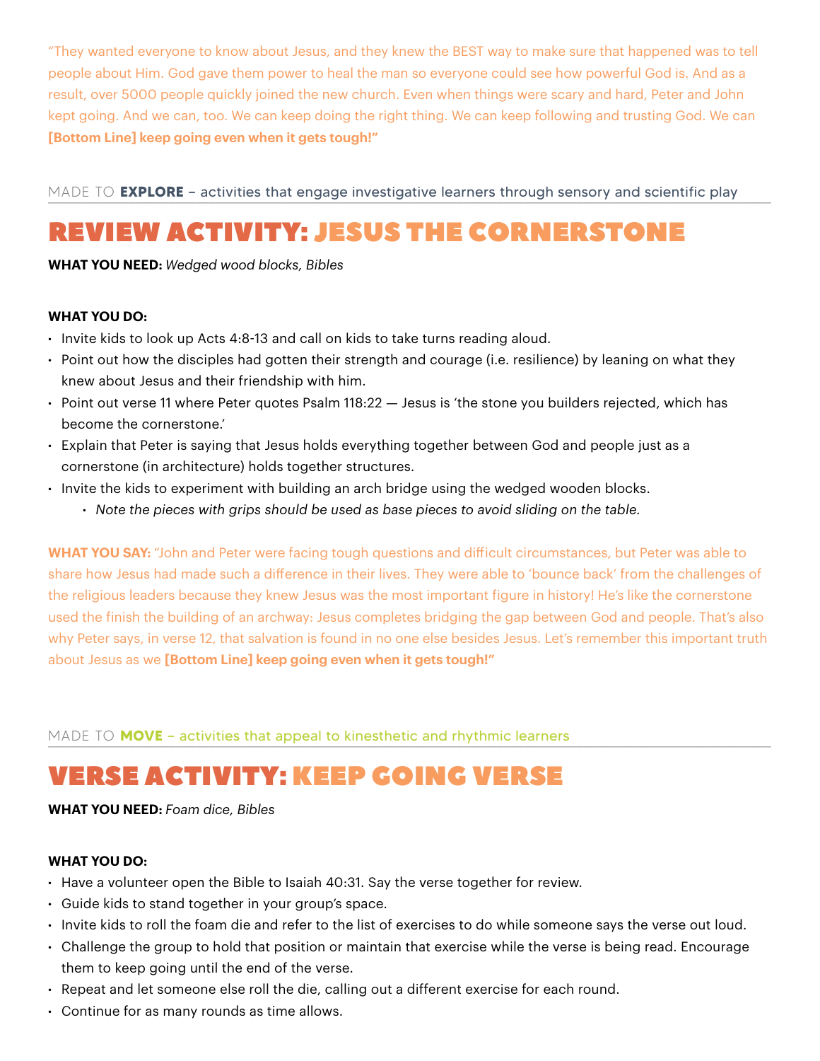"They wanted everyone to know about Jesus, and they knew the BEST way to make sure that happened was to tell people about Him. God gave them power to heal the man so everyone could see how powerful God is. And as a result, over 5000 people quickly joined the new church. Even when things were scary and hard, Peter and John kept going. And we can, too. We can keep doing the right thing. We can keep following and trusting God. We can **[Bottom Line] keep going even when it gets tough!"**

MADE TO **EXPLORE** – activities that engage investigative learners through sensory and scientific play

## REVIEW ACTIVITY: JESUS THE CORNERSTONE

**WHAT YOU NEED:** *Wedged wood blocks, Bibles*

**WHAT YOU DO:**

- Invite kids to look up Acts 4:8-13 and call on kids to take turns reading aloud.
- Point out how the disciples had gotten their strength and courage (i.e. resilience) by leaning on what they knew about Jesus and their friendship with him.
- Point out verse 11 where Peter quotes Psalm 118:22 — Jesus is 'the stone you builders rejected, which has become the cornerstone.'
- Explain that Peter is saying that Jesus holds everything together between God and people just as a cornerstone (in architecture) holds together structures.
- Invite the kids to experiment with building an arch bridge using the wedged wooden blocks.
    - *Note the pieces with grips should be used as base pieces to avoid sliding on the table.*

**WHAT YOU SAY:** "John and Peter were facing tough questions and difficult circumstances, but Peter was able to share how Jesus had made such a difference in their lives. They were able to 'bounce back' from the challenges of the religious leaders because they knew Jesus was the most important figure in history! He's like the cornerstone used the finish the building of an archway: Jesus completes bridging the gap between God and people. That's also why Peter says, in verse 12, that salvation is found in no one else besides Jesus. Let's remember this important truth about Jesus as we **[Bottom Line] keep going even when it gets tough!"**

MADE TO **MOVE** – activities that appeal to kinesthetic and rhythmic learners

## VERSE ACTIVITY: KEEP GOING VERSE

**WHAT YOU NEED:** *Foam dice, Bibles*

**WHAT YOU DO:**

- Have a volunteer open the Bible to Isaiah 40:31. Say the verse together for review.
- Guide kids to stand together in your group's space.
- Invite kids to roll the foam die and refer to the list of exercises to do while someone says the verse out loud.
- Challenge the group to hold that position or maintain that exercise while the verse is being read. Encourage them to keep going until the end of the verse.
- Repeat and let someone else roll the die, calling out a different exercise for each round.
- Continue for as many rounds as time allows.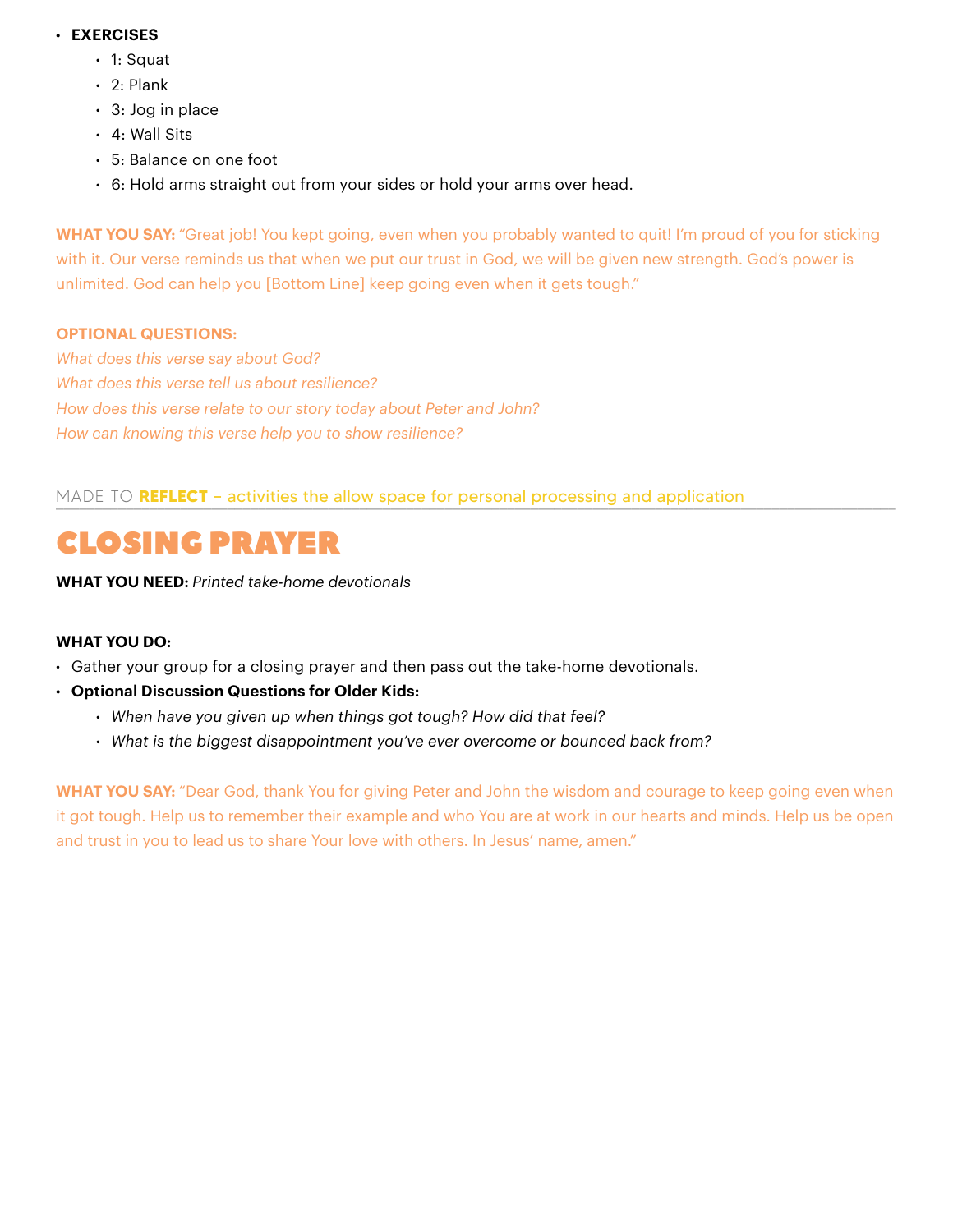- **EXERCISES**
  - 1: Squat
  - 2: Plank
  - 3: Jog in place
  - 4: Wall Sits
  - 5: Balance on one foot
  - 6: Hold arms straight out from your sides or hold your arms over head.

**WHAT YOU SAY:** "Great job! You kept going, even when you probably wanted to quit! I'm proud of you for sticking with it. Our verse reminds us that when we put our trust in God, we will be given new strength. God's power is unlimited. God can help you [Bottom Line] keep going even when it gets tough."

**OPTIONAL QUESTIONS:**
*What does this verse say about God?*
*What does this verse tell us about resilience?*
*How does this verse relate to our story today about Peter and John?*
*How can knowing this verse help you to show resilience?*

MADE TO **REFLECT** – activities the allow space for personal processing and application

## CLOSING PRAYER

**WHAT YOU NEED:** *Printed take-home devotionals*

**WHAT YOU DO:**
- Gather your group for a closing prayer and then pass out the take-home devotionals.
- **Optional Discussion Questions for Older Kids:**
  - *When have you given up when things got tough? How did that feel?*
  - *What is the biggest disappointment you've ever overcome or bounced back from?*

**WHAT YOU SAY:** "Dear God, thank You for giving Peter and John the wisdom and courage to keep going even when it got tough. Help us to remember their example and who You are at work in our hearts and minds. Help us be open and trust in you to lead us to share Your love with others. In Jesus' name, amen."